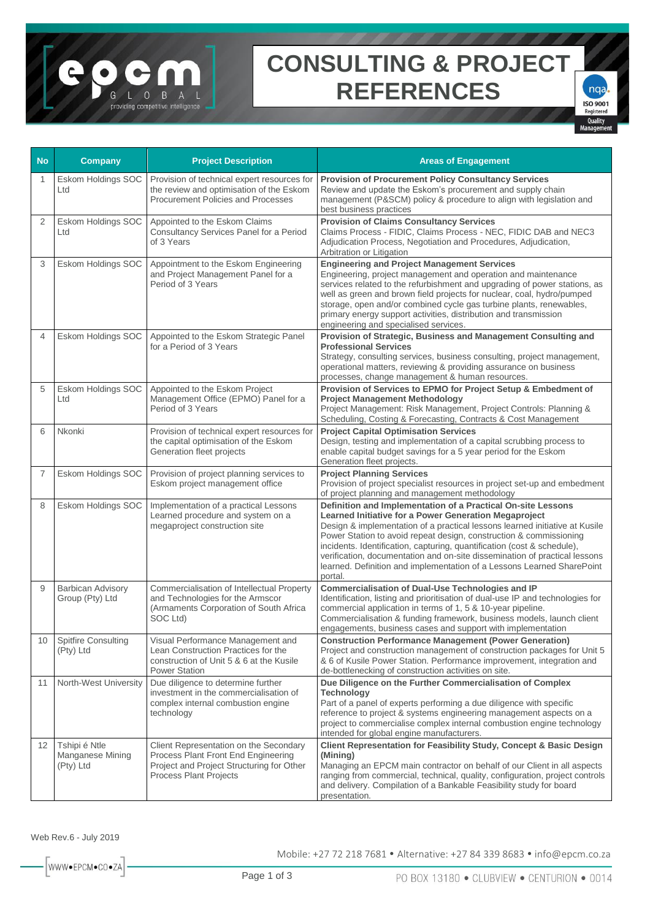# CONSULTING & PROJECT REFERENCES

| No | Company | Project Description | Areas of Engagement |
|---|---|---|---|
| 1 | Eskom Holdings SOC Ltd | Provision of technical expert resources for the review and optimisation of the Eskom Procurement Policies and Processes | **Provision of Procurement Policy Consultancy Services** Review and update the Eskom's procurement and supply chain management (P&SCM) policy & procedure to align with legislation and best business practices |
| 2 | Eskom Holdings SOC Ltd | Appointed to the Eskom Claims Consultancy Services Panel for a Period of 3 Years | **Provision of Claims Consultancy Services** Claims Process - FIDIC, Claims Process - NEC, FIDIC DAB and NEC3 Adjudication Process, Negotiation and Procedures, Adjudication, Arbitration or Litigation |
| 3 | Eskom Holdings SOC | Appointment to the Eskom Engineering and Project Management Panel for a Period of 3 Years | **Engineering and Project Management Services** Engineering, project management and operation and maintenance services related to the refurbishment and upgrading of power stations, as well as green and brown field projects for nuclear, coal, hydro/pumped storage, open and/or combined cycle gas turbine plants, renewables, primary energy support activities, distribution and transmission engineering and specialised services. |
| 4 | Eskom Holdings SOC | Appointed to the Eskom Strategic Panel for a Period of 3 Years | **Provision of Strategic, Business and Management Consulting and Professional Services** Strategy, consulting services, business consulting, project management, operational matters, reviewing & providing assurance on business processes, change management & human resources. |
| 5 | Eskom Holdings SOC Ltd | Appointed to the Eskom Project Management Office (EPMO) Panel for a Period of 3 Years | **Provision of Services to EPMO for Project Setup & Embedment of Project Management Methodology** Project Management: Risk Management, Project Controls: Planning & Scheduling, Costing & Forecasting, Contracts & Cost Management |
| 6 | Nkonki | Provision of technical expert resources for the capital optimisation of the Eskom Generation fleet projects | **Project Capital Optimisation Services** Design, testing and implementation of a capital scrubbing process to enable capital budget savings for a 5 year period for the Eskom Generation fleet projects. |
| 7 | Eskom Holdings SOC | Provision of project planning services to Eskom project management office | **Project Planning Services** Provision of project specialist resources in project set-up and embedment of project planning and management methodology |
| 8 | Eskom Holdings SOC | Implementation of a practical Lessons Learned procedure and system on a megaproject construction site | **Definition and Implementation of a Practical On-site Lessons Learned Initiative for a Power Generation Megaproject** Design & implementation of a practical lessons learned initiative at Kusile Power Station to avoid repeat design, construction & commissioning incidents. Identification, capturing, quantification (cost & schedule), verification, documentation and on-site dissemination of practical lessons learned. Definition and implementation of a Lessons Learned SharePoint portal. |
| 9 | Barbican Advisory Group (Pty) Ltd | Commercialisation of Intellectual Property and Technologies for the Armscor (Armaments Corporation of South Africa SOC Ltd) | **Commercialisation of Dual-Use Technologies and IP** Identification, listing and prioritisation of dual-use IP and technologies for commercial application in terms of 1, 5 & 10-year pipeline. Commercialisation & funding framework, business models, launch client engagements, business cases and support with implementation |
| 10 | Spitfire Consulting (Pty) Ltd | Visual Performance Management and Lean Construction Practices for the construction of Unit 5 & 6 at the Kusile Power Station | **Construction Performance Management (Power Generation)** Project and construction management of construction packages for Unit 5 & 6 of Kusile Power Station. Performance improvement, integration and de-bottlenecking of construction activities on site. |
| 11 | North-West University | Due diligence to determine further investment in the commercialisation of complex internal combustion engine technology | **Due Diligence on the Further Commercialisation of Complex Technology** Part of a panel of experts performing a due diligence with specific reference to project & systems engineering management aspects on a project to commercialise complex internal combustion engine technology intended for global engine manufacturers. |
| 12 | Tshipi é Ntle Manganese Mining (Pty) Ltd | Client Representation on the Secondary Process Plant Front End Engineering Project and Project Structuring for Other Process Plant Projects | **Client Representation for Feasibility Study, Concept & Basic Design (Mining)** Managing an EPCM main contractor on behalf of our Client in all aspects ranging from commercial, technical, quality, configuration, project controls and delivery. Compilation of a Bankable Feasibility study for board presentation. |

Web Rev.6 - July 2019

Mobile: +27 72 218 7681 • Alternative: +27 84 339 8683 • info@epcm.co.za

WWW•EPCM•CO•ZA

PO BOX 13180 • CLUBVIEW • CENTURION • 0014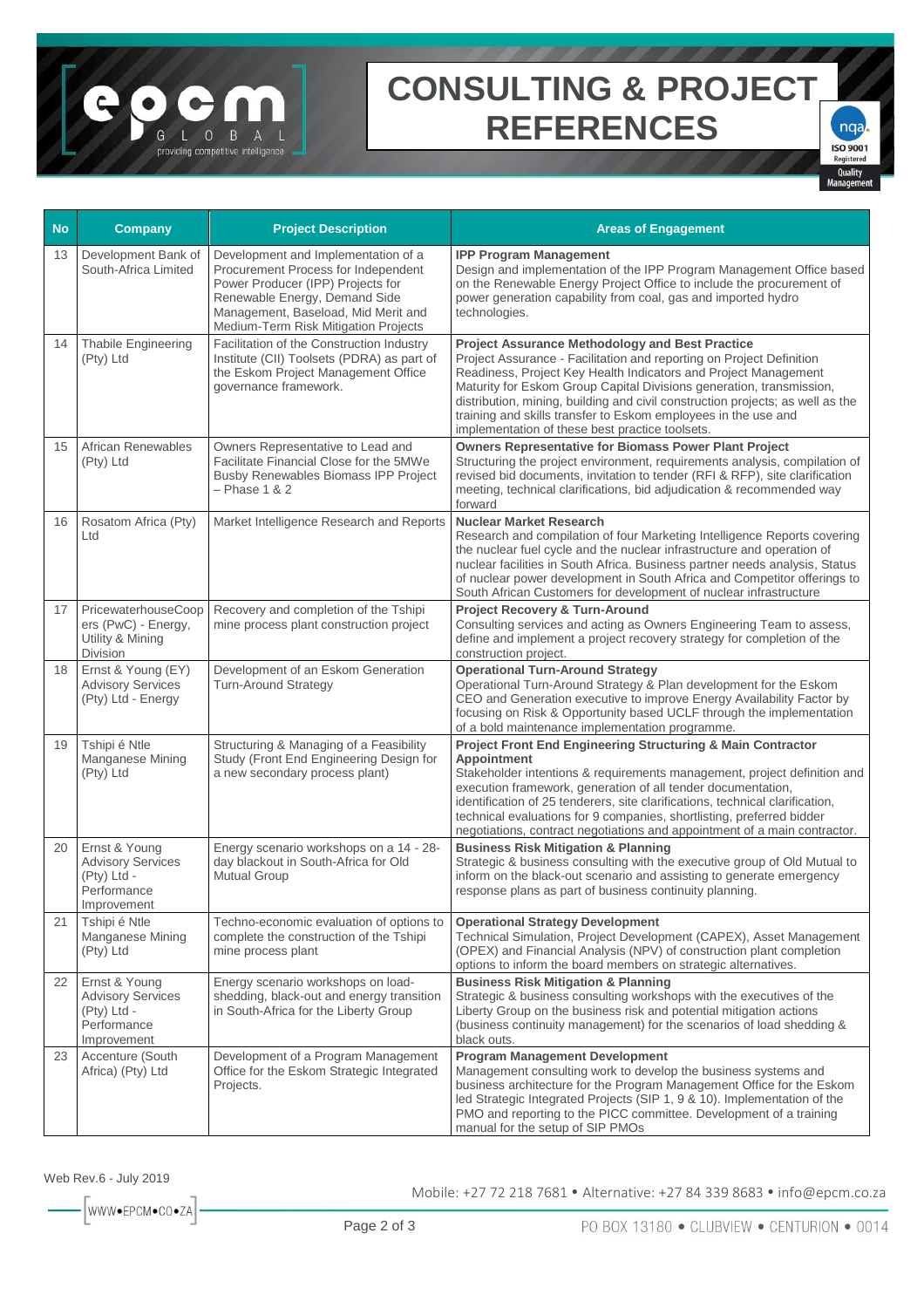# CONSULTING & PROJECT REFERENCES

| No | Company | Project Description | Areas of Engagement |
|---|---|---|---|
| 13 | Development Bank of South-Africa Limited | Development and Implementation of a Procurement Process for Independent Power Producer (IPP) Projects for Renewable Energy, Demand Side Management, Baseload, Mid Merit and Medium-Term Risk Mitigation Projects | **IPP Program Management** Design and implementation of the IPP Program Management Office based on the Renewable Energy Project Office to include the procurement of power generation capability from coal, gas and imported hydro technologies. |
| 14 | Thabile Engineering (Pty) Ltd | Facilitation of the Construction Industry Institute (CII) Toolsets (PDRA) as part of the Eskom Project Management Office governance framework. | **Project Assurance Methodology and Best Practice** Project Assurance - Facilitation and reporting on Project Definition Readiness, Project Key Health Indicators and Project Management Maturity for Eskom Group Capital Divisions generation, transmission, distribution, mining, building and civil construction projects; as well as the training and skills transfer to Eskom employees in the use and implementation of these best practice toolsets. |
| 15 | African Renewables (Pty) Ltd | Owners Representative to Lead and Facilitate Financial Close for the 5MWe Busby Renewables Biomass IPP Project – Phase 1 & 2 | **Owners Representative for Biomass Power Plant Project** Structuring the project environment, requirements analysis, compilation of revised bid documents, invitation to tender (RFI & RFP), site clarification meeting, technical clarifications, bid adjudication & recommended way forward |
| 16 | Rosatom Africa (Pty) Ltd | Market Intelligence Research and Reports | **Nuclear Market Research** Research and compilation of four Marketing Intelligence Reports covering the nuclear fuel cycle and the nuclear infrastructure and operation of nuclear facilities in South Africa. Business partner needs analysis, Status of nuclear power development in South Africa and Competitor offerings to South African Customers for development of nuclear infrastructure |
| 17 | PricewaterhouseCoopers (PwC) - Energy, Utility & Mining Division | Recovery and completion of the Tshipi mine process plant construction project | **Project Recovery & Turn-Around** Consulting services and acting as Owners Engineering Team to assess, define and implement a project recovery strategy for completion of the construction project. |
| 18 | Ernst & Young (EY) Advisory Services (Pty) Ltd - Energy | Development of an Eskom Generation Turn-Around Strategy | **Operational Turn-Around Strategy** Operational Turn-Around Strategy & Plan development for the Eskom CEO and Generation executive to improve Energy Availability Factor by focusing on Risk & Opportunity based UCLF through the implementation of a bold maintenance implementation programme. |
| 19 | Tshipi é Ntle Manganese Mining (Pty) Ltd | Structuring & Managing of a Feasibility Study (Front End Engineering Design for a new secondary process plant) | **Project Front End Engineering Structuring & Main Contractor Appointment** Stakeholder intentions & requirements management, project definition and execution framework, generation of all tender documentation, identification of 25 tenderers, site clarifications, technical clarification, technical evaluations for 9 companies, shortlisting, preferred bidder negotiations, contract negotiations and appointment of a main contractor. |
| 20 | Ernst & Young Advisory Services (Pty) Ltd - Performance Improvement | Energy scenario workshops on a 14 - 28-day blackout in South-Africa for Old Mutual Group | **Business Risk Mitigation & Planning** Strategic & business consulting with the executive group of Old Mutual to inform on the black-out scenario and assisting to generate emergency response plans as part of business continuity planning. |
| 21 | Tshipi é Ntle Manganese Mining (Pty) Ltd | Techno-economic evaluation of options to complete the construction of the Tshipi mine process plant | **Operational Strategy Development** Technical Simulation, Project Development (CAPEX), Asset Management (OPEX) and Financial Analysis (NPV) of construction plant completion options to inform the board members on strategic alternatives. |
| 22 | Ernst & Young Advisory Services (Pty) Ltd - Performance Improvement | Energy scenario workshops on load-shedding, black-out and energy transition in South-Africa for the Liberty Group | **Business Risk Mitigation & Planning** Strategic & business consulting workshops with the executives of the Liberty Group on the business risk and potential mitigation actions (business continuity management) for the scenarios of load shedding & black outs. |
| 23 | Accenture (South Africa) (Pty) Ltd | Development of a Program Management Office for the Eskom Strategic Integrated Projects. | **Program Management Development** Management consulting work to develop the business systems and business architecture for the Program Management Office for the Eskom led Strategic Integrated Projects (SIP 1, 9 & 10). Implementation of the PMO and reporting to the PICC committee. Development of a training manual for the setup of SIP PMOs |

Web Rev.6 - July 2019

Mobile: +27 72 218 7681 • Alternative: +27 84 339 8683 • info@epcm.co.za

WWW•EPCM•CO•ZA

PO BOX 13180 • CLUBVIEW • CENTURION • 0014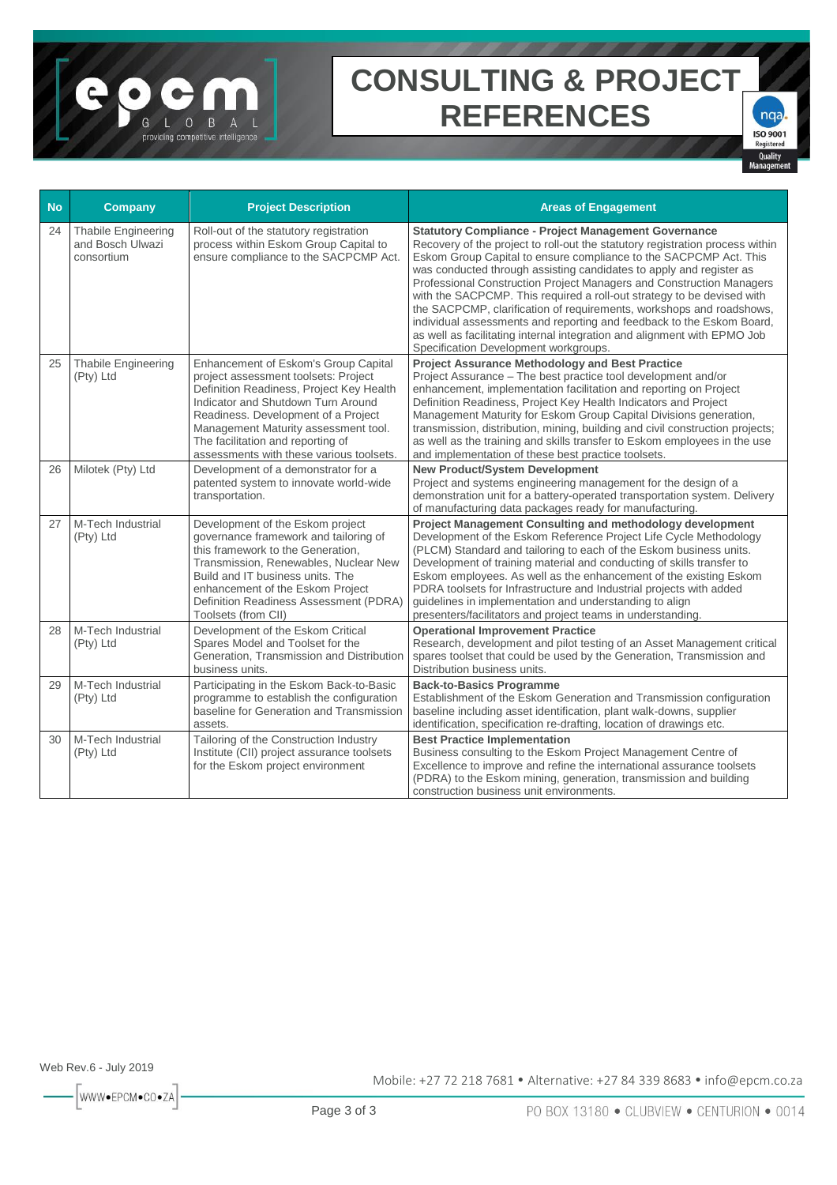# CONSULTING & PROJECT REFERENCES

| No | Company | Project Description | Areas of Engagement |
|---|---|---|---|
| 24 | Thabile Engineering and Bosch Ulwazi consortium | Roll-out of the statutory registration process within Eskom Group Capital to ensure compliance to the SACPCMP Act. | **Statutory Compliance - Project Management Governance** Recovery of the project to roll-out the statutory registration process within Eskom Group Capital to ensure compliance to the SACPCMP Act. This was conducted through assisting candidates to apply and register as Professional Construction Project Managers and Construction Managers with the SACPCMP. This required a roll-out strategy to be devised with the SACPCMP, clarification of requirements, workshops and roadshows, individual assessments and reporting and feedback to the Eskom Board, as well as facilitating internal integration and alignment with EPMO Job Specification Development workgroups. |
| 25 | Thabile Engineering (Pty) Ltd | Enhancement of Eskom's Group Capital project assessment toolsets: Project Definition Readiness, Project Key Health Indicator and Shutdown Turn Around Readiness. Development of a Project Management Maturity assessment tool. The facilitation and reporting of assessments with these various toolsets. | **Project Assurance Methodology and Best Practice** Project Assurance – The best practice tool development and/or enhancement, implementation facilitation and reporting on Project Definition Readiness, Project Key Health Indicators and Project Management Maturity for Eskom Group Capital Divisions generation, transmission, distribution, mining, building and civil construction projects; as well as the training and skills transfer to Eskom employees in the use and implementation of these best practice toolsets. |
| 26 | Milotek (Pty) Ltd | Development of a demonstrator for a patented system to innovate world-wide transportation. | **New Product/System Development** Project and systems engineering management for the design of a demonstration unit for a battery-operated transportation system. Delivery of manufacturing data packages ready for manufacturing. |
| 27 | M-Tech Industrial (Pty) Ltd | Development of the Eskom project governance framework and tailoring of this framework to the Generation, Transmission, Renewables, Nuclear New Build and IT business units. The enhancement of the Eskom Project Definition Readiness Assessment (PDRA) Toolsets (from CII) | **Project Management Consulting and methodology development** Development of the Eskom Reference Project Life Cycle Methodology (PLCM) Standard and tailoring to each of the Eskom business units. Development of training material and conducting of skills transfer to Eskom employees. As well as the enhancement of the existing Eskom PDRA toolsets for Infrastructure and Industrial projects with added guidelines in implementation and understanding to align presenters/facilitators and project teams in understanding. |
| 28 | M-Tech Industrial (Pty) Ltd | Development of the Eskom Critical Spares Model and Toolset for the Generation, Transmission and Distribution business units. | **Operational Improvement Practice** Research, development and pilot testing of an Asset Management critical spares toolset that could be used by the Generation, Transmission and Distribution business units. |
| 29 | M-Tech Industrial (Pty) Ltd | Participating in the Eskom Back-to-Basic programme to establish the configuration baseline for Generation and Transmission assets. | **Back-to-Basics Programme** Establishment of the Eskom Generation and Transmission configuration baseline including asset identification, plant walk-downs, supplier identification, specification re-drafting, location of drawings etc. |
| 30 | M-Tech Industrial (Pty) Ltd | Tailoring of the Construction Industry Institute (CII) project assurance toolsets for the Eskom project environment | **Best Practice Implementation** Business consulting to the Eskom Project Management Centre of Excellence to improve and refine the international assurance toolsets (PDRA) to the Eskom mining, generation, transmission and building construction business unit environments. |